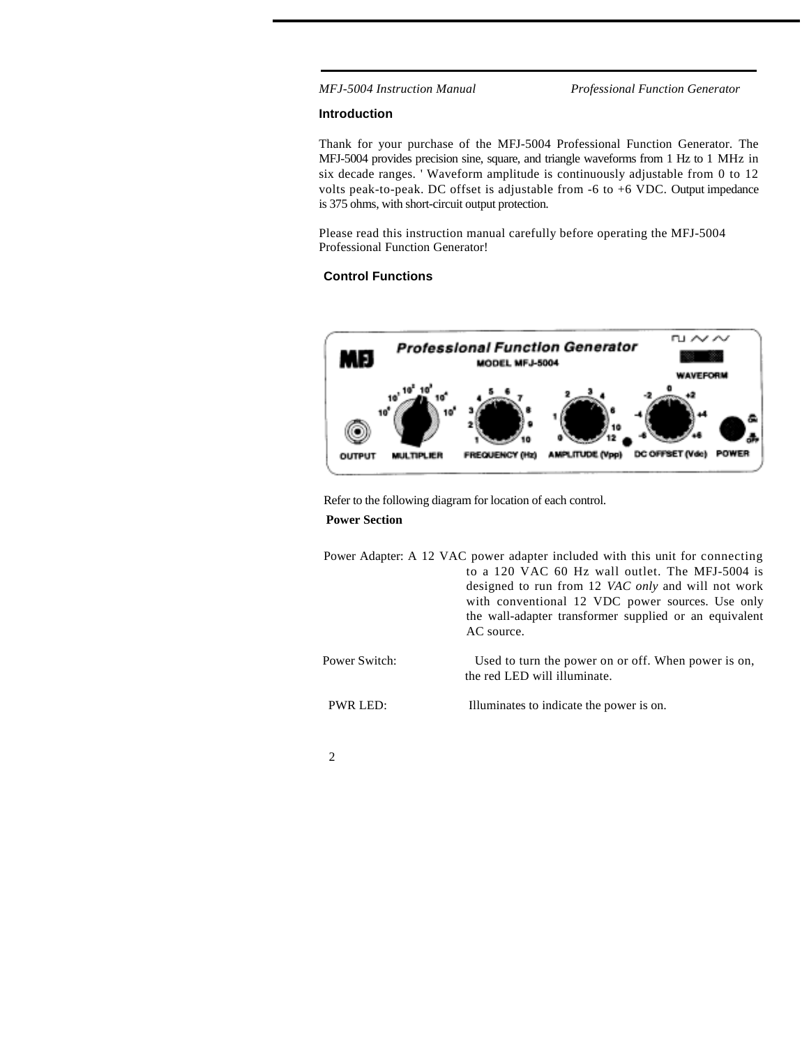## Introduction

Thank for your purchase of the MFJ-5004 Professional Function Generator. The MFJ-5004 provides precision sine, square, and triangle waveforms from 1 Hz to 1 MHz in six decade ranges. ' Waveform amplitude is continuously adjustable from 0 to 12 volts peak-to-peak. DC offset is adjustable from -6 to +6 VDC. Output impedance is 375 ohms, with short-circuit output protection.

Please read this instruction manual carefully before operating the MFJ-5004 Professional Function Generator!

## Control Functions

Refer to the following diagram for location of each control.

### Power Section

**Power Adapter:** A 12 VAC power adapter included with this unit for connecting to a 120 VAC 60 Hz wall outlet. The MFJ-5004 is designed to run from 12 *VAC only* and will not work with conventional 12 VDC power sources. Use only the wall-adapter transformer supplied or an equivalent AC source.

**Power Switch:** Used to turn the power on or off. When power is on, the red LED will illuminate.

**PWR LED:** Illuminates to indicate the power is on.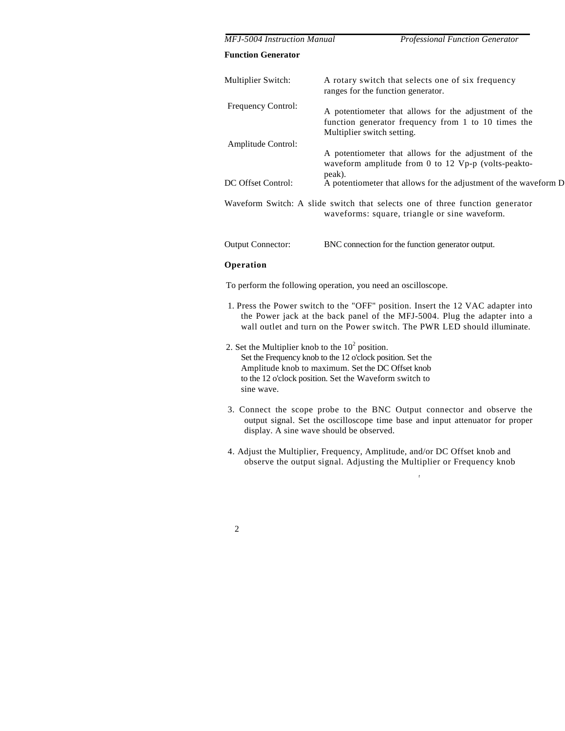## Function Generator

Multiplier Switch: A rotary switch that selects one of six frequency ranges for the function generator.

Frequency Control: A potentiometer that allows for the adjustment of the function generator frequency from 1 to 10 times the Multiplier switch setting.

Amplitude Control: A potentiometer that allows for the adjustment of the waveform amplitude from 0 to 12 Vp-p (volts-peakto-peak).

DC Offset Control: A potentiometer that allows for the adjustment of the waveform D

Waveform Switch: A slide switch that selects one of three function generator waveforms: square, triangle or sine waveform.

Output Connector: BNC connection for the function generator output.

## Operation

To perform the following operation, you need an oscilloscope.

1. Press the Power switch to the "OFF" position. Insert the 12 VAC adapter into the Power jack at the back panel of the MFJ-5004. Plug the adapter into a wall outlet and turn on the Power switch. The PWR LED should illuminate.

2. Set the Multiplier knob to the $10^2$ position. Set the Frequency knob to the 12 o'clock position. Set the Amplitude knob to maximum. Set the DC Offset knob to the 12 o'clock position. Set the Waveform switch to sine wave.

3. Connect the scope probe to the BNC Output connector and observe the output signal. Set the oscilloscope time base and input attenuator for proper display. A sine wave should be observed.

4. Adjust the Multiplier, Frequency, Amplitude, and/or DC Offset knob and observe the output signal. Adjusting the Multiplier or Frequency knob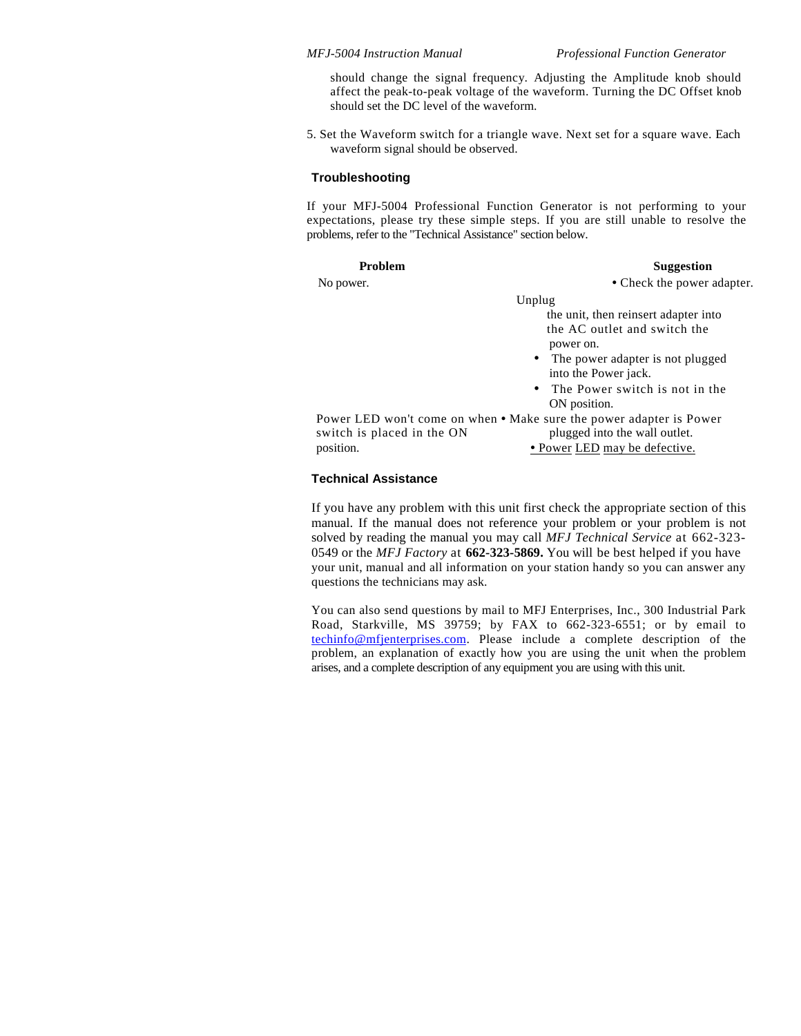should change the signal frequency. Adjusting the Amplitude knob should affect the peak-to-peak voltage of the waveform. Turning the DC Offset knob should set the DC level of the waveform.

5. Set the Waveform switch for a triangle wave. Next set for a square wave. Each waveform signal should be observed.

## Troubleshooting

If your MFJ-5004 Professional Function Generator is not performing to your expectations, please try these simple steps. If you are still unable to resolve the problems, refer to the "Technical Assistance" section below.

| Problem | Suggestion |
| --- | --- |
| No power. | • Check the power adapter. Unplug the unit, then reinsert adapter into the AC outlet and switch the power on.<br>• The power adapter is not plugged into the Power jack.<br>• The Power switch is not in the ON position. |
| Power LED won't come on when switch is placed in the ON position. | • Make sure the power adapter is Power plugged into the wall outlet.<br>• Power LED may be defective. |

## Technical Assistance

If you have any problem with this unit first check the appropriate section of this manual. If the manual does not reference your problem or your problem is not solved by reading the manual you may call *MFJ Technical Service* at 662-323-0549 or the *MFJ Factory* at **662-323-5869.** You will be best helped if you have your unit, manual and all information on your station handy so you can answer any questions the technicians may ask.

You can also send questions by mail to MFJ Enterprises, Inc., 300 Industrial Park Road, Starkville, MS 39759; by FAX to 662-323-6551; or by email to techinfo@mfjenterprises.com. Please include a complete description of the problem, an explanation of exactly how you are using the unit when the problem arises, and a complete description of any equipment you are using with this unit.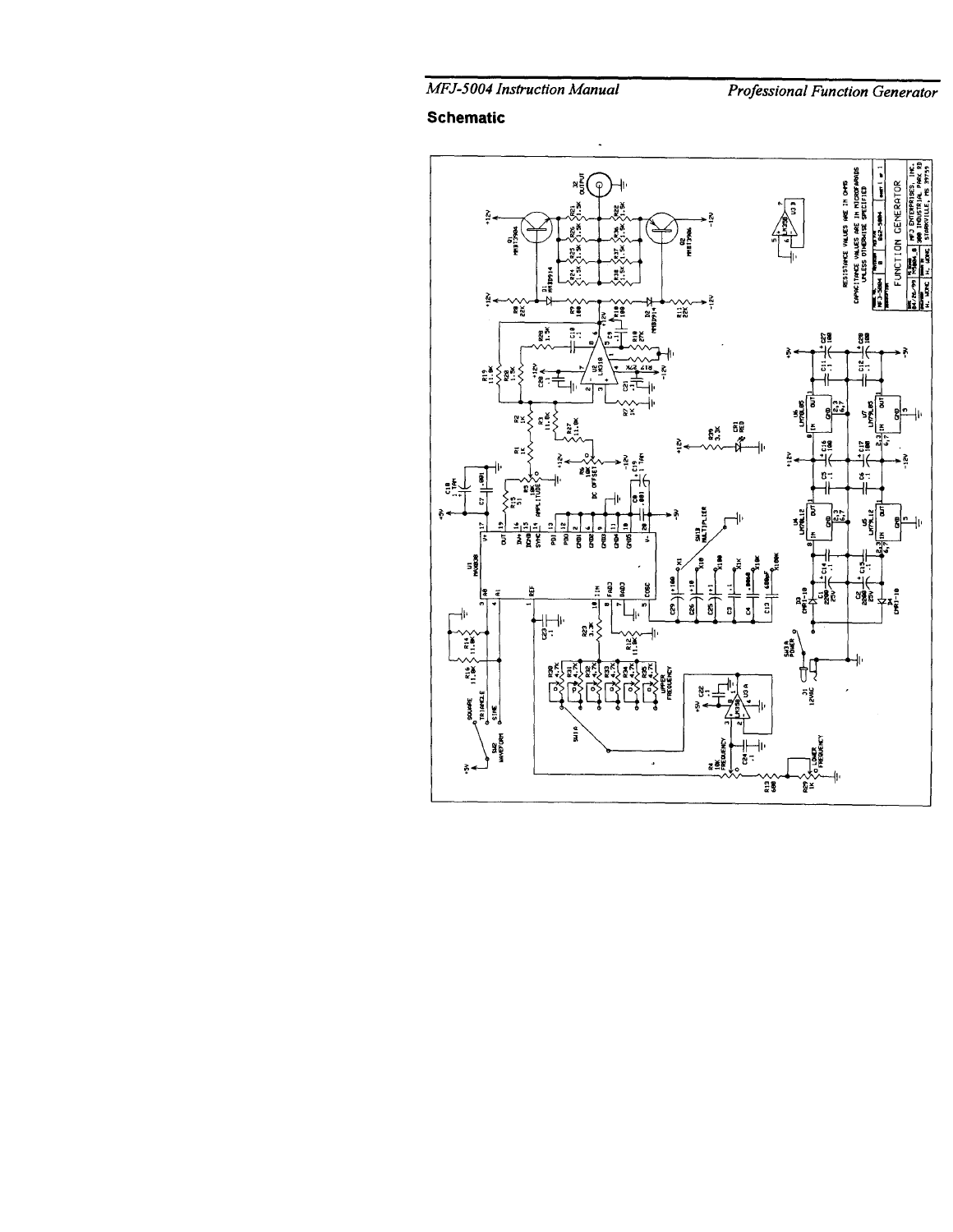## Schematic

RESISTANCE VALUES ARE IN OHMS
CAPACITANCE VALUES ARE IN MICROFARADS
UNLESS OTHERWISE SPECIFIED

FUNCTION GENERATOR

MFJ ENTERPRISES, INC.
300 INDUSTRIAL PARK RD
STARKVILLE, MS 39759

U1 MAX038
U2 LM318
U3 LM358
U4 LM78L12
U5 LM79L12
U6 LM78L05
U7 LM79L05
Q1 MRF3904
Q2 MRF3906
D1 MMBD914
D2 MMBD914
D3 CMR1-10
D4 CMR1-10
CR1 RED
J1 12VAC
J2 OUTPUT
SW1A POWER
SW2 WAVEFORM
SQUARE
TRIANGLE
SINE
SW1B MULTIPLIER
X1 X10 X100 X1K X10K X100K
R3 1K AMPLITUDE
R6 10K DC OFFSET
R4 10K FREQUENCY
R29 1K LOWER FREQUENCY
UPPER FREQUENCY